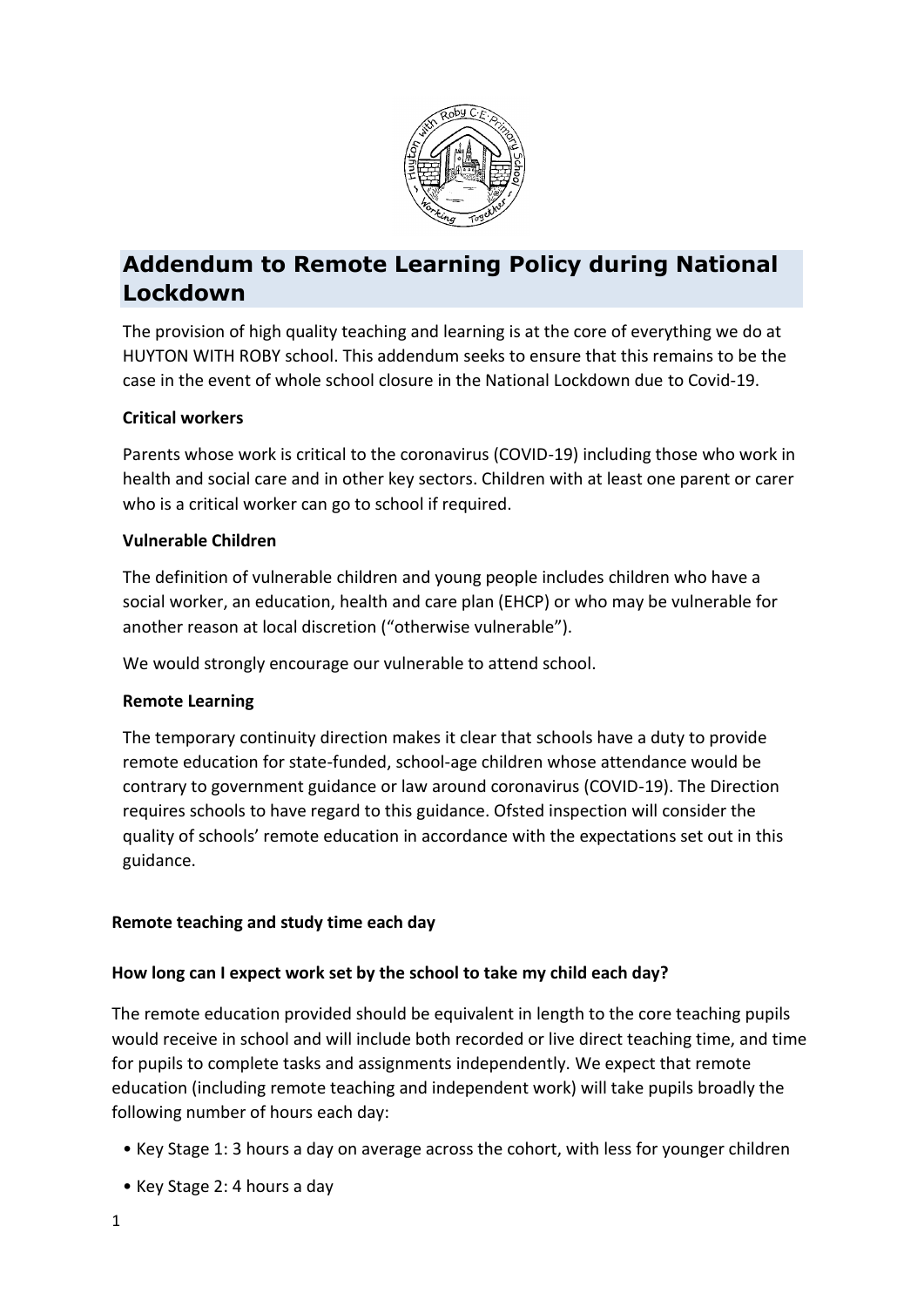# Addendum to Remote Learning Policy during National Lockdown

The provision of high quality teaching and learning is at the core of everything we do at HUYTON WITH ROBY school. This addendum seeks to ensure that this remains to be the case in the event of whole school closure in the National Lockdown due to Covid-19.

**Critical workers**

Parents whose work is critical to the coronavirus (COVID-19) including those who work in health and social care and in other key sectors. Children with at least one parent or carer who is a critical worker can go to school if required.

**Vulnerable Children**

The definition of vulnerable children and young people includes children who have a social worker, an education, health and care plan (EHCP) or who may be vulnerable for another reason at local discretion ("otherwise vulnerable").

We would strongly encourage our vulnerable to attend school.

**Remote Learning**

The temporary continuity direction makes it clear that schools have a duty to provide remote education for state-funded, school-age children whose attendance would be contrary to government guidance or law around coronavirus (COVID-19). The Direction requires schools to have regard to this guidance. Ofsted inspection will consider the quality of schools' remote education in accordance with the expectations set out in this guidance.

**Remote teaching and study time each day**

**How long can I expect work set by the school to take my child each day?**

The remote education provided should be equivalent in length to the core teaching pupils would receive in school and will include both recorded or live direct teaching time, and time for pupils to complete tasks and assignments independently. We expect that remote education (including remote teaching and independent work) will take pupils broadly the following number of hours each day:

- Key Stage 1: 3 hours a day on average across the cohort, with less for younger children
- Key Stage 2: 4 hours a day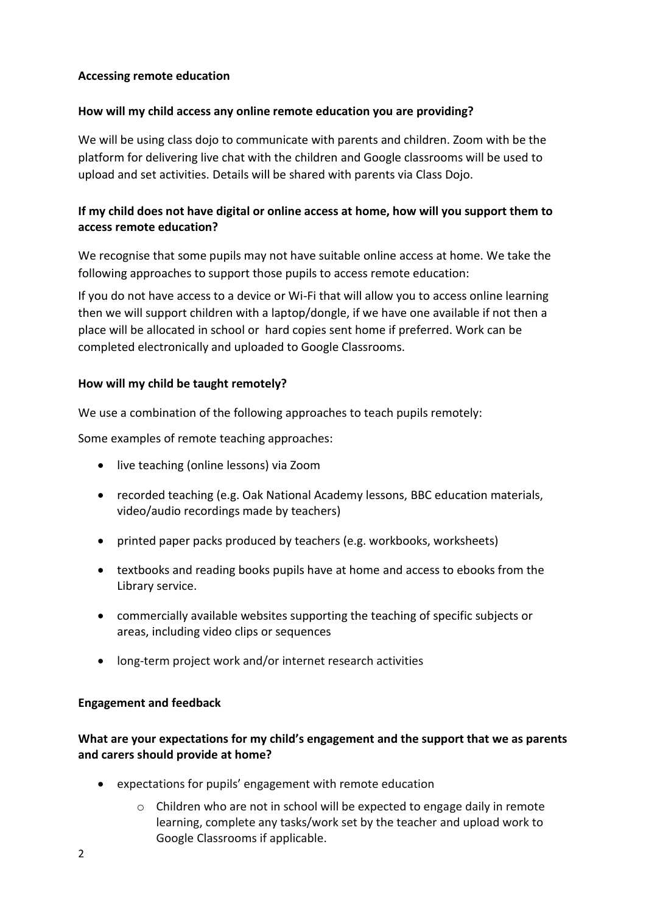## Accessing remote education

### How will my child access any online remote education you are providing?

We will be using class dojo to communicate with parents and children. Zoom with be the platform for delivering live chat with the children and Google classrooms will be used to upload and set activities. Details will be shared with parents via Class Dojo.

### If my child does not have digital or online access at home, how will you support them to access remote education?

We recognise that some pupils may not have suitable online access at home. We take the following approaches to support those pupils to access remote education:

If you do not have access to a device or Wi-Fi that will allow you to access online learning then we will support children with a laptop/dongle, if we have one available if not then a place will be allocated in school or hard copies sent home if preferred. Work can be completed electronically and uploaded to Google Classrooms.

### How will my child be taught remotely?

We use a combination of the following approaches to teach pupils remotely:

Some examples of remote teaching approaches:

- live teaching (online lessons) via Zoom
- recorded teaching (e.g. Oak National Academy lessons, BBC education materials, video/audio recordings made by teachers)
- printed paper packs produced by teachers (e.g. workbooks, worksheets)
- textbooks and reading books pupils have at home and access to ebooks from the Library service.
- commercially available websites supporting the teaching of specific subjects or areas, including video clips or sequences
- long-term project work and/or internet research activities

## Engagement and feedback

### What are your expectations for my child's engagement and the support that we as parents and carers should provide at home?

- expectations for pupils' engagement with remote education
    - Children who are not in school will be expected to engage daily in remote learning, complete any tasks/work set by the teacher and upload work to Google Classrooms if applicable.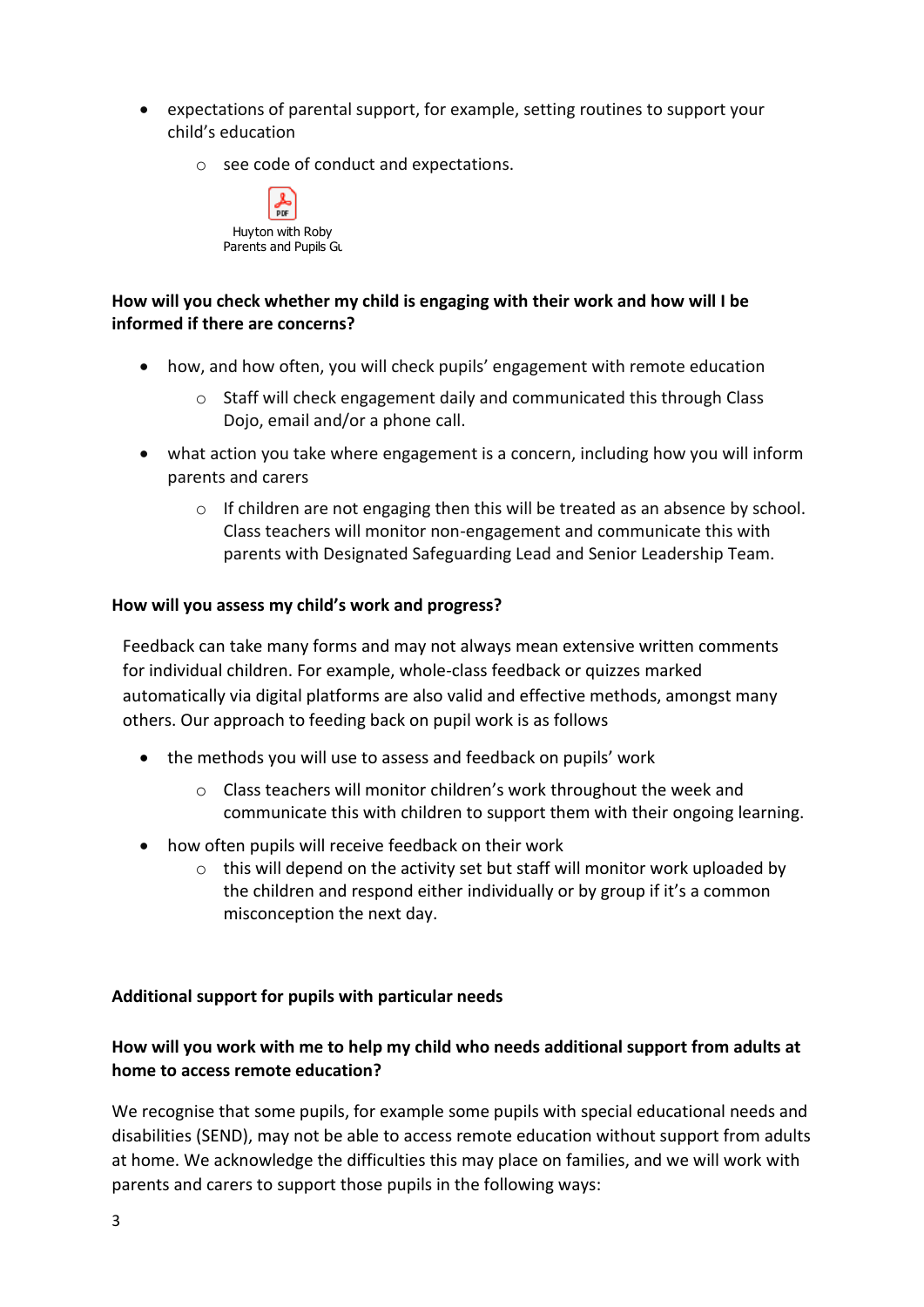- expectations of parental support, for example, setting routines to support your child's education
    - see code of conduct and expectations.

Huyton with Roby Parents and Pupils Gu

**How will you check whether my child is engaging with their work and how will I be informed if there are concerns?**

- how, and how often, you will check pupils' engagement with remote education
    - Staff will check engagement daily and communicated this through Class Dojo, email and/or a phone call.
- what action you take where engagement is a concern, including how you will inform parents and carers
    - If children are not engaging then this will be treated as an absence by school. Class teachers will monitor non-engagement and communicate this with parents with Designated Safeguarding Lead and Senior Leadership Team.

**How will you assess my child's work and progress?**

Feedback can take many forms and may not always mean extensive written comments for individual children. For example, whole-class feedback or quizzes marked automatically via digital platforms are also valid and effective methods, amongst many others. Our approach to feeding back on pupil work is as follows

- the methods you will use to assess and feedback on pupils' work
    - Class teachers will monitor children's work throughout the week and communicate this with children to support them with their ongoing learning.
- how often pupils will receive feedback on their work
    - this will depend on the activity set but staff will monitor work uploaded by the children and respond either individually or by group if it's a common misconception the next day.

**Additional support for pupils with particular needs**

**How will you work with me to help my child who needs additional support from adults at home to access remote education?**

We recognise that some pupils, for example some pupils with special educational needs and disabilities (SEND), may not be able to access remote education without support from adults at home. We acknowledge the difficulties this may place on families, and we will work with parents and carers to support those pupils in the following ways: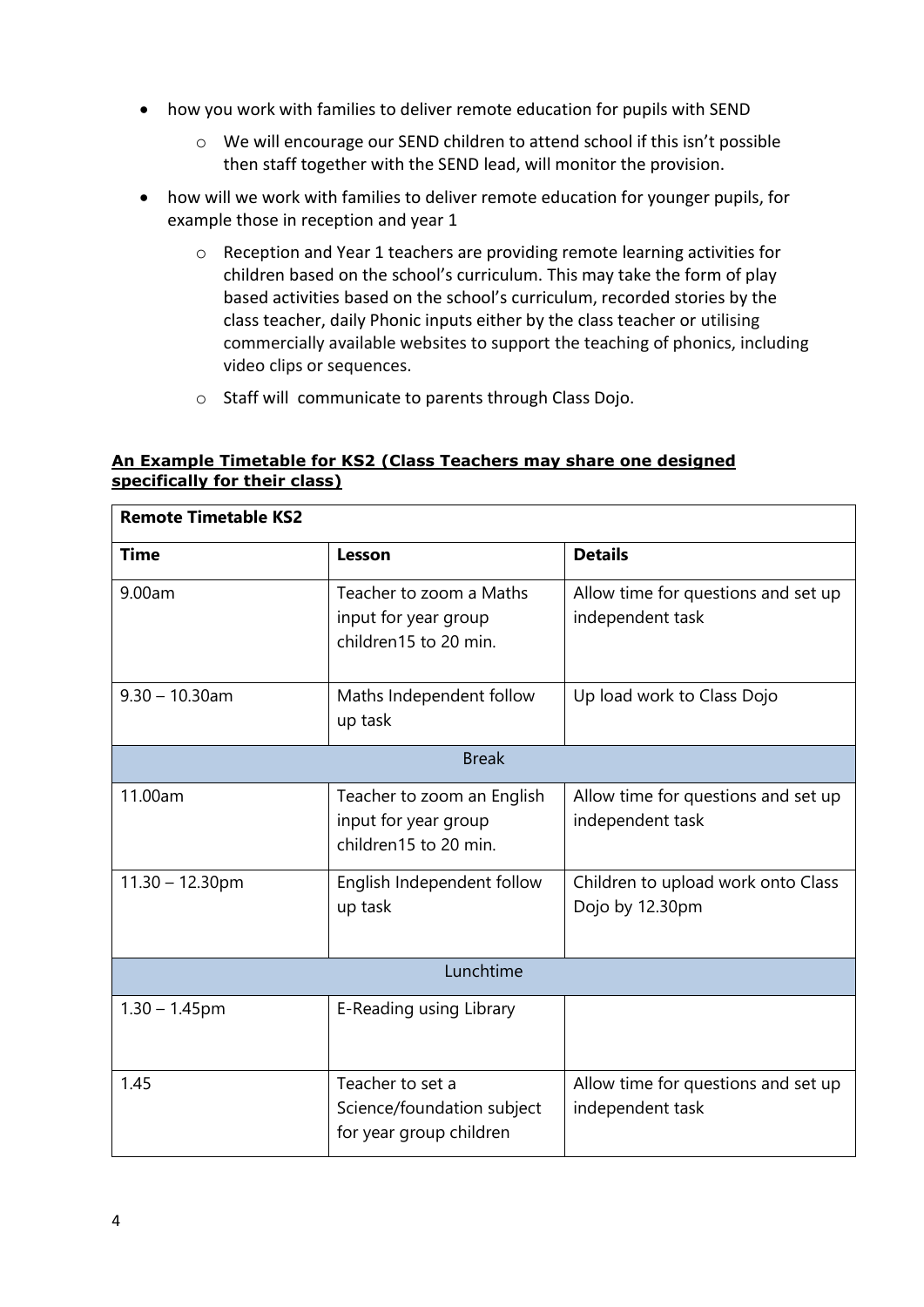- how you work with families to deliver remote education for pupils with SEND
    - We will encourage our SEND children to attend school if this isn't possible then staff together with the SEND lead, will monitor the provision.
- how will we work with families to deliver remote education for younger pupils, for example those in reception and year 1
    - Reception and Year 1 teachers are providing remote learning activities for children based on the school's curriculum. This may take the form of play based activities based on the school's curriculum, recorded stories by the class teacher, daily Phonic inputs either by the class teacher or utilising commercially available websites to support the teaching of phonics, including video clips or sequences.
    - Staff will  communicate to parents through Class Dojo.

**An Example Timetable for KS2 (Class Teachers may share one designed specifically for their class)**

| **Remote Timetable KS2** | | |
|---|---|---|
| **Time** | **Lesson** | **Details** |
| 9.00am | Teacher to zoom a Maths input for year group children15 to 20 min. | Allow time for questions and set up independent task |
| 9.30 – 10.30am | Maths Independent follow up task | Up load work to Class Dojo |
| | Break | |
| 11.00am | Teacher to zoom an English input for year group children15 to 20 min. | Allow time for questions and set up independent task |
| 11.30 – 12.30pm | English Independent follow up task | Children to upload work onto Class Dojo by 12.30pm |
| | Lunchtime | |
| 1.30 – 1.45pm | E-Reading using Library | |
| 1.45 | Teacher to set a Science/foundation subject for year group children | Allow time for questions and set up independent task |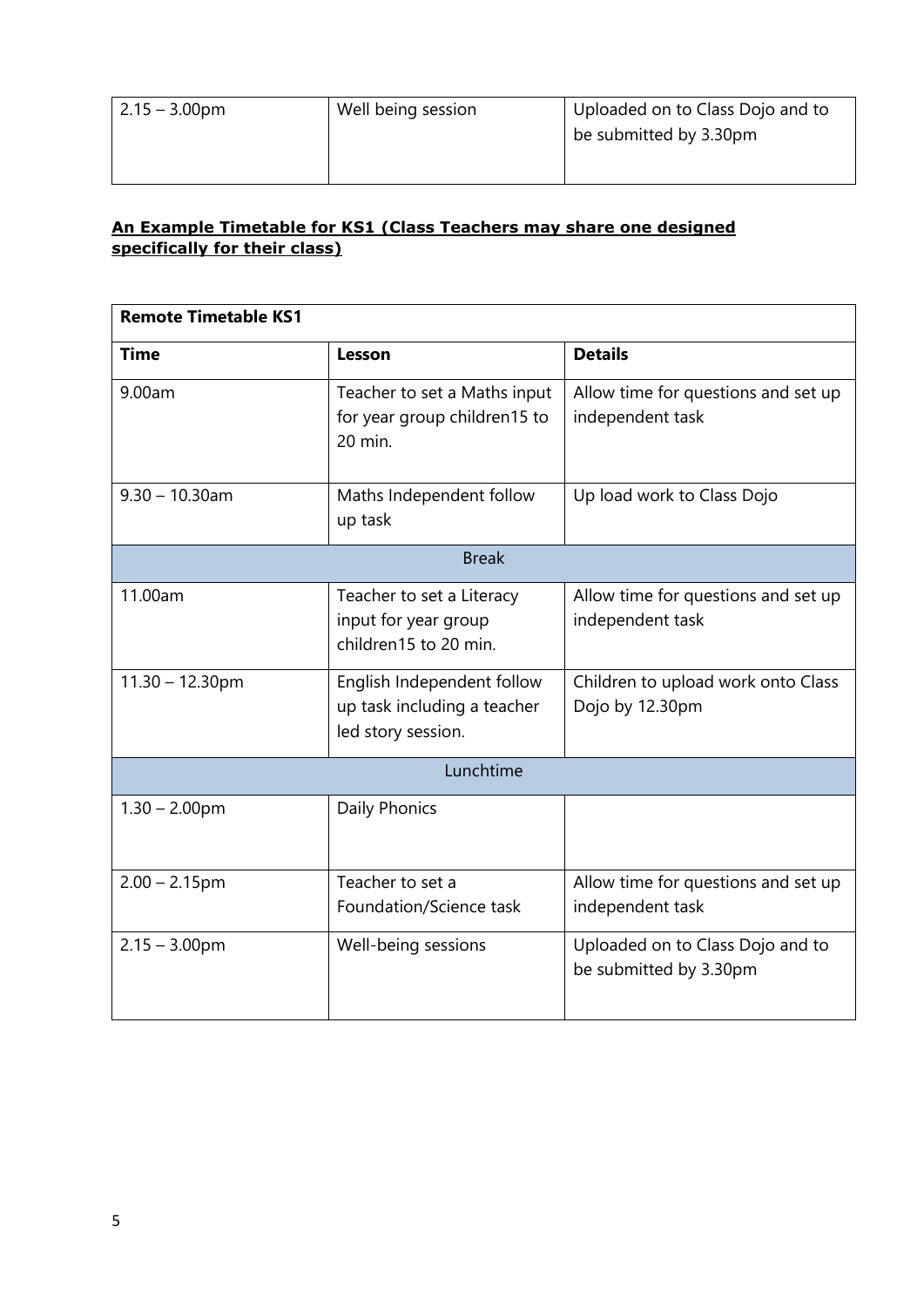| | | |
|---|---|---|
| 2.15 – 3.00pm | Well being session | Uploaded on to Class Dojo and to be submitted by 3.30pm |

**An Example Timetable for KS1 (Class Teachers may share one designed specifically for their class)**

| **Remote Timetable KS1** | | |
|---|---|---|
| **Time** | **Lesson** | **Details** |
| 9.00am | Teacher to set a Maths input for year group children15 to 20 min. | Allow time for questions and set up independent task |
| 9.30 – 10.30am | Maths Independent follow up task | Up load work to Class Dojo |
| Break | | |
| 11.00am | Teacher to set a Literacy input for year group children15 to 20 min. | Allow time for questions and set up independent task |
| 11.30 – 12.30pm | English Independent follow up task including a teacher led story session. | Children to upload work onto Class Dojo by 12.30pm |
| Lunchtime | | |
| 1.30 – 2.00pm | Daily Phonics | |
| 2.00 – 2.15pm | Teacher to set a Foundation/Science task | Allow time for questions and set up independent task |
| 2.15 – 3.00pm | Well-being sessions | Uploaded on to Class Dojo and to be submitted by 3.30pm |